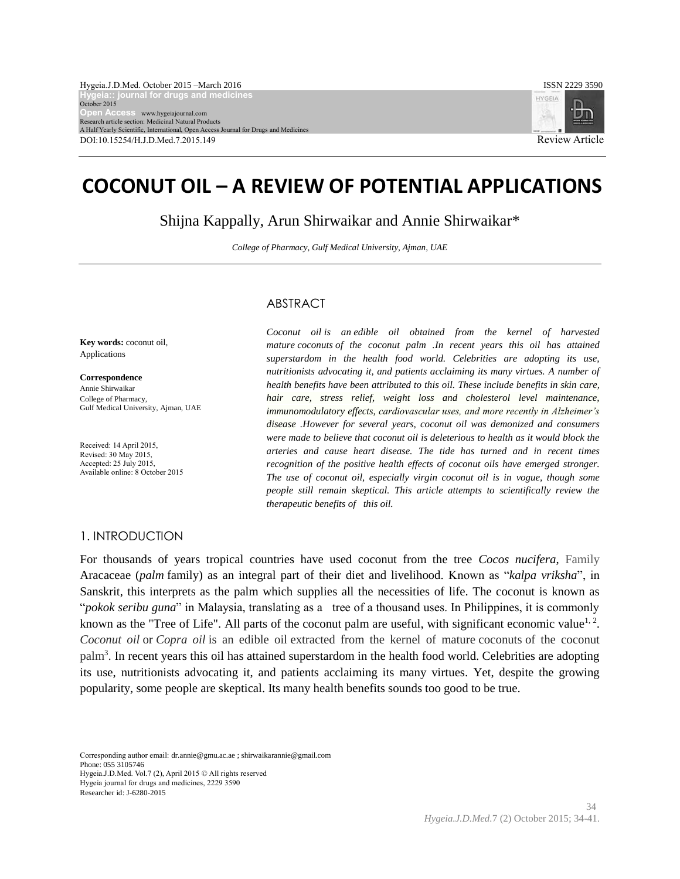# COCONUT OIL – A REVIEW OF POTENTIAL APPLICATIONS

Shijna Kappally, Arun Shirwaikar and Annie Shirwaikar*

*College of Pharmacy, Gulf Medical University, Ajman, UAE*

**Key words:** coconut oil, Applications

**Correspondence**
Annie Shirwaikar
College of Pharmacy,
Gulf Medical University, Ajman, UAE

Received: 14 April 2015,
Revised: 30 May 2015,
Accepted: 25 July 2015,
Available online: 8 October 2015

## ABSTRACT

*Coconut oil is an edible oil obtained from the kernel of harvested mature coconuts of the coconut palm .In recent years this oil has attained superstardom in the health food world. Celebrities are adopting its use, nutritionists advocating it, and patients acclaiming its many virtues. A number of health benefits have been attributed to this oil. These include benefits in skin care, hair care, stress relief, weight loss and cholesterol level maintenance, immunomodulatory effects, cardiovascular uses, and more recently in Alzheimer's disease .However for several years, coconut oil was demonized and consumers were made to believe that coconut oil is deleterious to health as it would block the arteries and cause heart disease. The tide has turned and in recent times recognition of the positive health effects of coconut oils have emerged stronger. The use of coconut oil, especially virgin coconut oil is in vogue, though some people still remain skeptical. This article attempts to scientifically review the therapeutic benefits of this oil.*

## 1. INTRODUCTION

For thousands of years tropical countries have used coconut from the tree *Cocos nucifera*, Family Aracaceae (*palm* family) as an integral part of their diet and livelihood. Known as "*kalpa vriksha*", in Sanskrit, this interprets as the palm which supplies all the necessities of life. The coconut is known as "*pokok seribu guna*" in Malaysia, translating as a tree of a thousand uses. In Philippines, it is commonly known as the "Tree of Life". All parts of the coconut palm are useful, with significant economic value[1, 2]. *Coconut oil* or *Copra oil* is an edible oil extracted from the kernel of mature coconuts of the coconut palm[3]. In recent years this oil has attained superstardom in the health food world. Celebrities are adopting its use, nutritionists advocating it, and patients acclaiming its many virtues. Yet, despite the growing popularity, some people are skeptical. Its many health benefits sounds too good to be true.

Corresponding author email: dr.annie@gmu.ac.ae ; shirwaikarannie@gmail.com
Phone: 055 3105746
Hygeia.J.D.Med. Vol.7 (2), April 2015 © All rights reserved
Hygeia journal for drugs and medicines, 2229 3590
Researcher id: J-6280-2015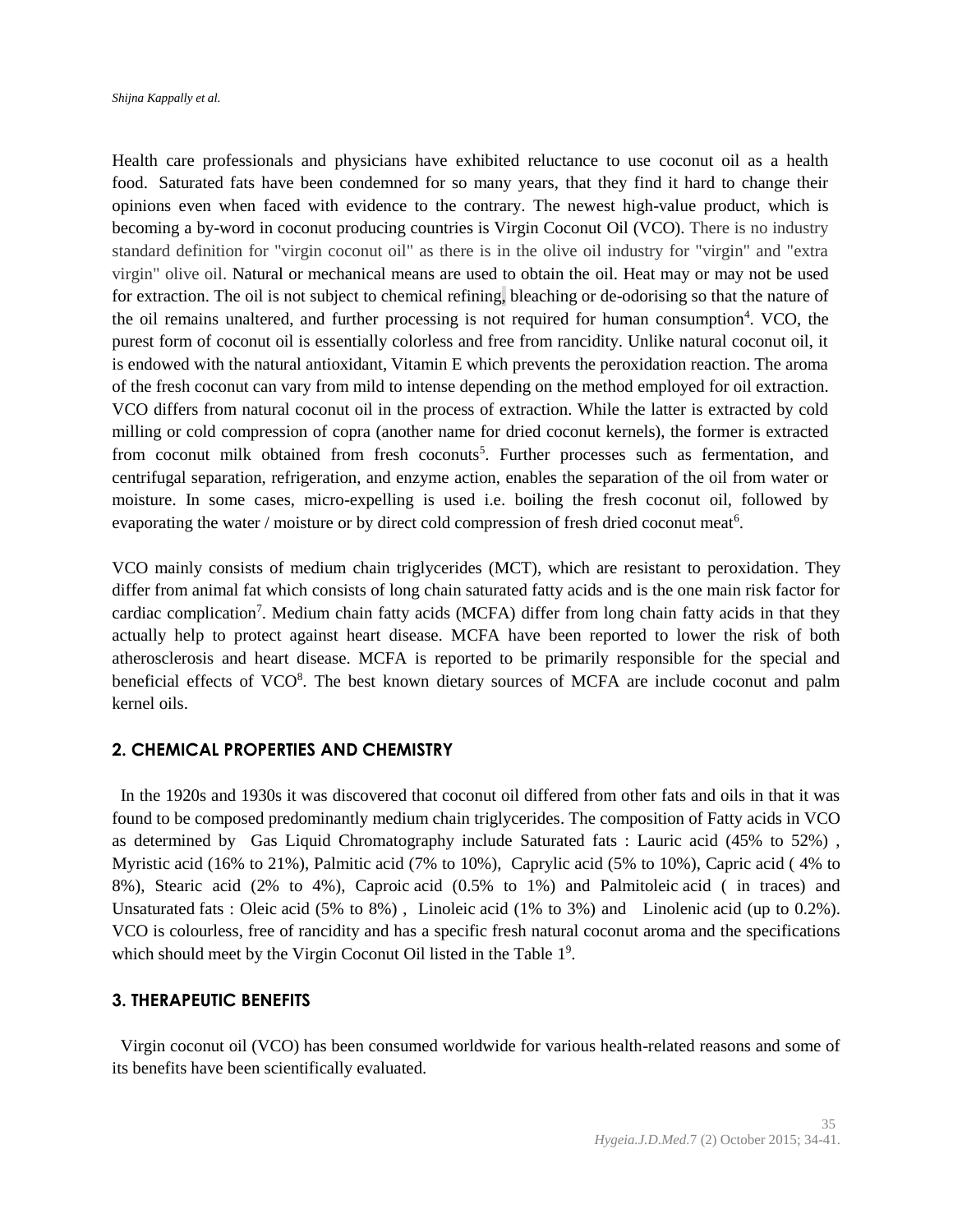Health care professionals and physicians have exhibited reluctance to use coconut oil as a health food. Saturated fats have been condemned for so many years, that they find it hard to change their opinions even when faced with evidence to the contrary. The newest high-value product, which is becoming a by-word in coconut producing countries is Virgin Coconut Oil (VCO). There is no industry standard definition for "virgin coconut oil" as there is in the olive oil industry for "virgin" and "extra virgin" olive oil. Natural or mechanical means are used to obtain the oil. Heat may or may not be used for extraction. The oil is not subject to chemical refining, bleaching or de-odorising so that the nature of the oil remains unaltered, and further processing is not required for human consumption[4]. VCO, the purest form of coconut oil is essentially colorless and free from rancidity. Unlike natural coconut oil, it is endowed with the natural antioxidant, Vitamin E which prevents the peroxidation reaction. The aroma of the fresh coconut can vary from mild to intense depending on the method employed for oil extraction. VCO differs from natural coconut oil in the process of extraction. While the latter is extracted by cold milling or cold compression of copra (another name for dried coconut kernels), the former is extracted from coconut milk obtained from fresh coconuts[5]. Further processes such as fermentation, and centrifugal separation, refrigeration, and enzyme action, enables the separation of the oil from water or moisture. In some cases, micro-expelling is used i.e. boiling the fresh coconut oil, followed by evaporating the water / moisture or by direct cold compression of fresh dried coconut meat[6].

VCO mainly consists of medium chain triglycerides (MCT), which are resistant to peroxidation. They differ from animal fat which consists of long chain saturated fatty acids and is the one main risk factor for cardiac complication[7]. Medium chain fatty acids (MCFA) differ from long chain fatty acids in that they actually help to protect against heart disease. MCFA have been reported to lower the risk of both atherosclerosis and heart disease. MCFA is reported to be primarily responsible for the special and beneficial effects of VCO[8]. The best known dietary sources of MCFA are include coconut and palm kernel oils.

## 2. CHEMICAL PROPERTIES AND CHEMISTRY

In the 1920s and 1930s it was discovered that coconut oil differed from other fats and oils in that it was found to be composed predominantly medium chain triglycerides. The composition of Fatty acids in VCO as determined by Gas Liquid Chromatography include Saturated fats : Lauric acid (45% to 52%) , Myristic acid (16% to 21%), Palmitic acid (7% to 10%), Caprylic acid (5% to 10%), Capric acid ( 4% to 8%), Stearic acid (2% to 4%), Caproic acid (0.5% to 1%) and Palmitoleic acid ( in traces) and Unsaturated fats : Oleic acid (5% to 8%) , Linoleic acid (1% to 3%) and Linolenic acid (up to 0.2%). VCO is colourless, free of rancidity and has a specific fresh natural coconut aroma and the specifications which should meet by the Virgin Coconut Oil listed in the Table 1[9].

## 3. THERAPEUTIC BENEFITS

Virgin coconut oil (VCO) has been consumed worldwide for various health-related reasons and some of its benefits have been scientifically evaluated.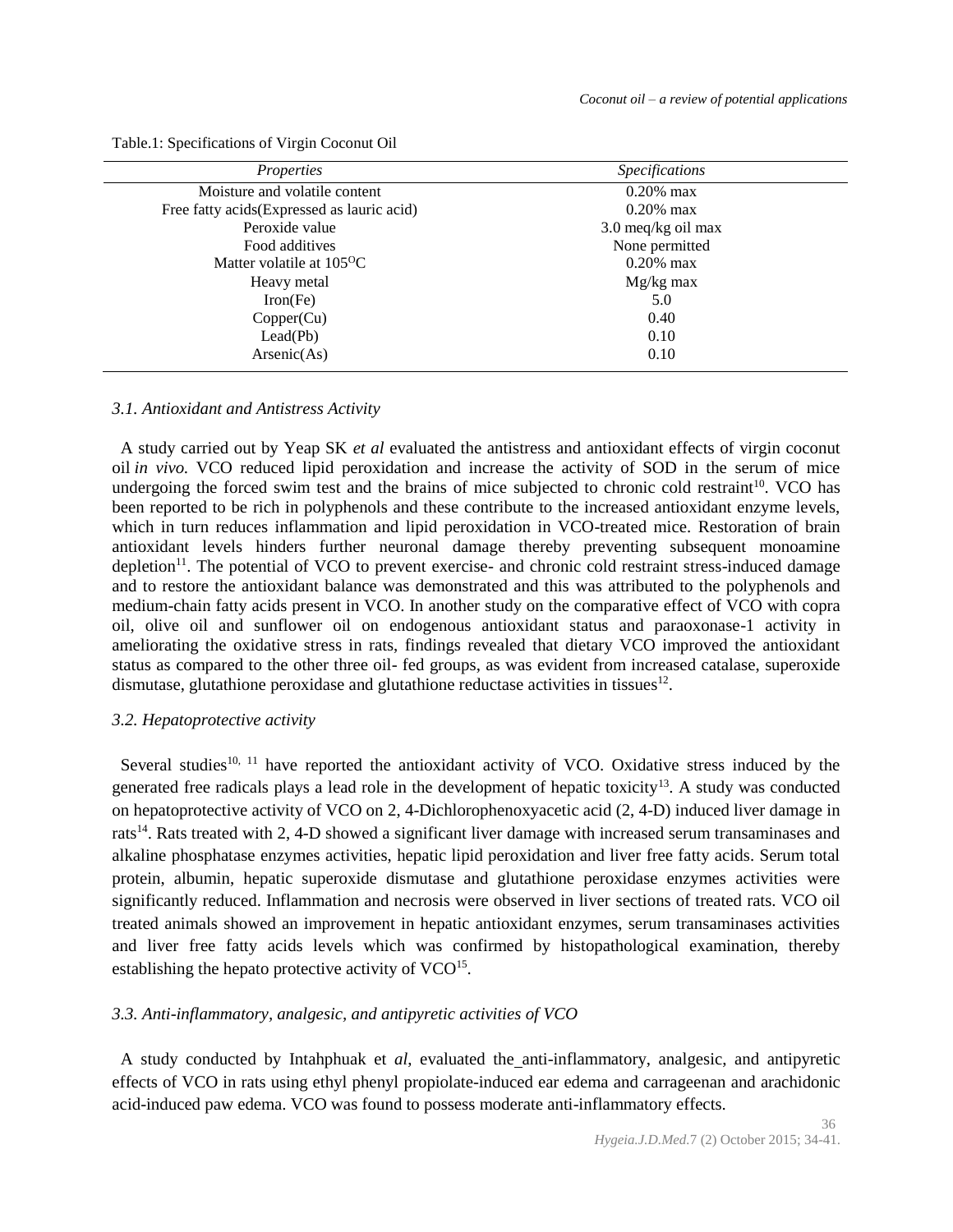Table.1: Specifications of Virgin Coconut Oil

| *Properties* | *Specifications* |
|---|---|
| Moisture and volatile content | 0.20% max |
| Free fatty acids(Expressed as lauric acid) | 0.20% max |
| Peroxide value | 3.0 meq/kg oil max |
| Food additives | None permitted |
| Matter volatile at 105$^{O}$C | 0.20% max |
| Heavy metal | Mg/kg max |
| Iron(Fe) | 5.0 |
| Copper(Cu) | 0.40 |
| Lead(Pb) | 0.10 |
| Arsenic(As) | 0.10 |

### *3.1. Antioxidant and Antistress Activity*

A study carried out by Yeap SK *et al* evaluated the antistress and antioxidant effects of virgin coconut oil *in vivo.* VCO reduced lipid peroxidation and increase the activity of SOD in the serum of mice undergoing the forced swim test and the brains of mice subjected to chronic cold restraint[10]. VCO has been reported to be rich in polyphenols and these contribute to the increased antioxidant enzyme levels, which in turn reduces inflammation and lipid peroxidation in VCO-treated mice. Restoration of brain antioxidant levels hinders further neuronal damage thereby preventing subsequent monoamine depletion[11]. The potential of VCO to prevent exercise- and chronic cold restraint stress-induced damage and to restore the antioxidant balance was demonstrated and this was attributed to the polyphenols and medium-chain fatty acids present in VCO. In another study on the comparative effect of VCO with copra oil, olive oil and sunflower oil on endogenous antioxidant status and paraoxonase-1 activity in ameliorating the oxidative stress in rats, findings revealed that dietary VCO improved the antioxidant status as compared to the other three oil- fed groups, as was evident from increased catalase, superoxide dismutase, glutathione peroxidase and glutathione reductase activities in tissues[12].

### *3.2. Hepatoprotective activity*

Several studies[10, 11] have reported the antioxidant activity of VCO. Oxidative stress induced by the generated free radicals plays a lead role in the development of hepatic toxicity[13]. A study was conducted on hepatoprotective activity of VCO on 2, 4-Dichlorophenoxyacetic acid (2, 4-D) induced liver damage in rats[14]. Rats treated with 2, 4-D showed a significant liver damage with increased serum transaminases and alkaline phosphatase enzymes activities, hepatic lipid peroxidation and liver free fatty acids. Serum total protein, albumin, hepatic superoxide dismutase and glutathione peroxidase enzymes activities were significantly reduced. Inflammation and necrosis were observed in liver sections of treated rats. VCO oil treated animals showed an improvement in hepatic antioxidant enzymes, serum transaminases activities and liver free fatty acids levels which was confirmed by histopathological examination, thereby establishing the hepato protective activity of VCO[15].

### *3.3. Anti-inflammatory, analgesic, and antipyretic activities of VCO*

A study conducted by Intahphuak et *al*, evaluated the anti-inflammatory, analgesic, and antipyretic effects of VCO in rats using ethyl phenyl propiolate-induced ear edema and carrageenan and arachidonic acid-induced paw edema. VCO was found to possess moderate anti-inflammatory effects.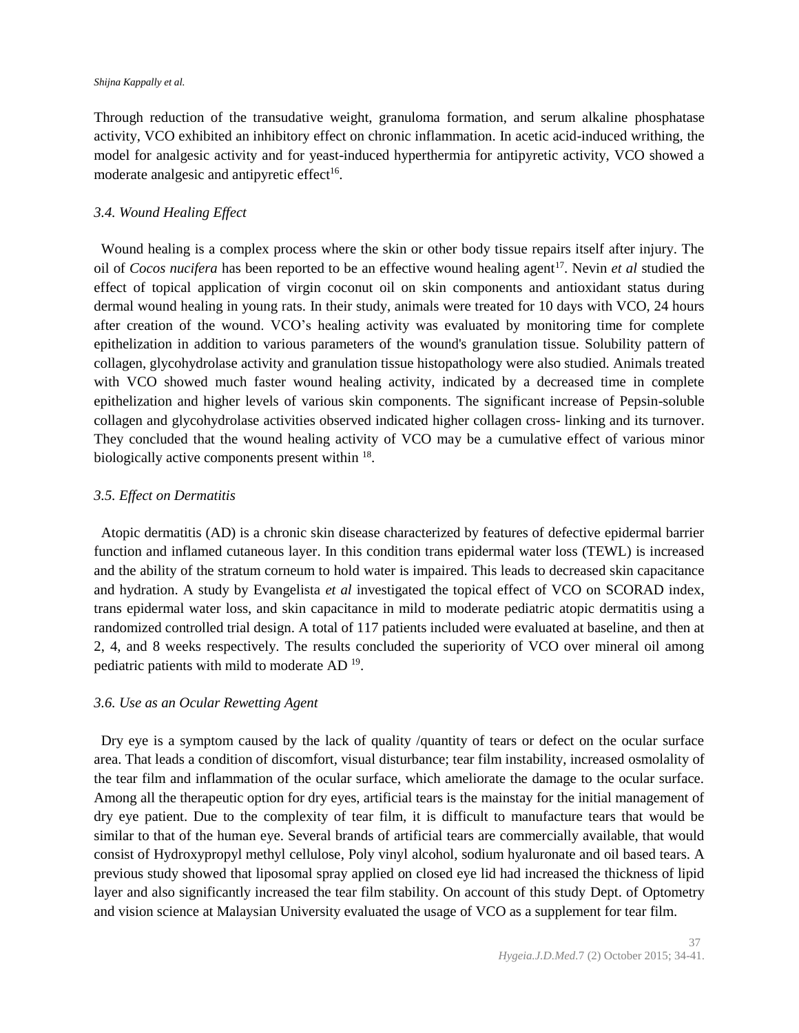Through reduction of the transudative weight, granuloma formation, and serum alkaline phosphatase activity, VCO exhibited an inhibitory effect on chronic inflammation. In acetic acid-induced writhing, the model for analgesic activity and for yeast-induced hyperthermia for antipyretic activity, VCO showed a moderate analgesic and antipyretic effect[16].

### *3.4. Wound Healing Effect*

Wound healing is a complex process where the skin or other body tissue repairs itself after injury. The oil of *Cocos nucifera* has been reported to be an effective wound healing agent[17]. Nevin *et al* studied the effect of topical application of virgin coconut oil on skin components and antioxidant status during dermal wound healing in young rats. In their study, animals were treated for 10 days with VCO, 24 hours after creation of the wound. VCO's healing activity was evaluated by monitoring time for complete epithelization in addition to various parameters of the wound's granulation tissue. Solubility pattern of collagen, glycohydrolase activity and granulation tissue histopathology were also studied. Animals treated with VCO showed much faster wound healing activity, indicated by a decreased time in complete epithelization and higher levels of various skin components. The significant increase of Pepsin-soluble collagen and glycohydrolase activities observed indicated higher collagen cross- linking and its turnover. They concluded that the wound healing activity of VCO may be a cumulative effect of various minor biologically active components present within [18].

### *3.5. Effect on Dermatitis*

Atopic dermatitis (AD) is a chronic skin disease characterized by features of defective epidermal barrier function and inflamed cutaneous layer. In this condition trans epidermal water loss (TEWL) is increased and the ability of the stratum corneum to hold water is impaired. This leads to decreased skin capacitance and hydration. A study by Evangelista *et al* investigated the topical effect of VCO on SCORAD index, trans epidermal water loss, and skin capacitance in mild to moderate pediatric atopic dermatitis using a randomized controlled trial design. A total of 117 patients included were evaluated at baseline, and then at 2, 4, and 8 weeks respectively. The results concluded the superiority of VCO over mineral oil among pediatric patients with mild to moderate AD [19].

### *3.6. Use as an Ocular Rewetting Agent*

Dry eye is a symptom caused by the lack of quality /quantity of tears or defect on the ocular surface area. That leads a condition of discomfort, visual disturbance; tear film instability, increased osmolality of the tear film and inflammation of the ocular surface, which ameliorate the damage to the ocular surface. Among all the therapeutic option for dry eyes, artificial tears is the mainstay for the initial management of dry eye patient. Due to the complexity of tear film, it is difficult to manufacture tears that would be similar to that of the human eye. Several brands of artificial tears are commercially available, that would consist of Hydroxypropyl methyl cellulose, Poly vinyl alcohol, sodium hyaluronate and oil based tears. A previous study showed that liposomal spray applied on closed eye lid had increased the thickness of lipid layer and also significantly increased the tear film stability. On account of this study Dept. of Optometry and vision science at Malaysian University evaluated the usage of VCO as a supplement for tear film.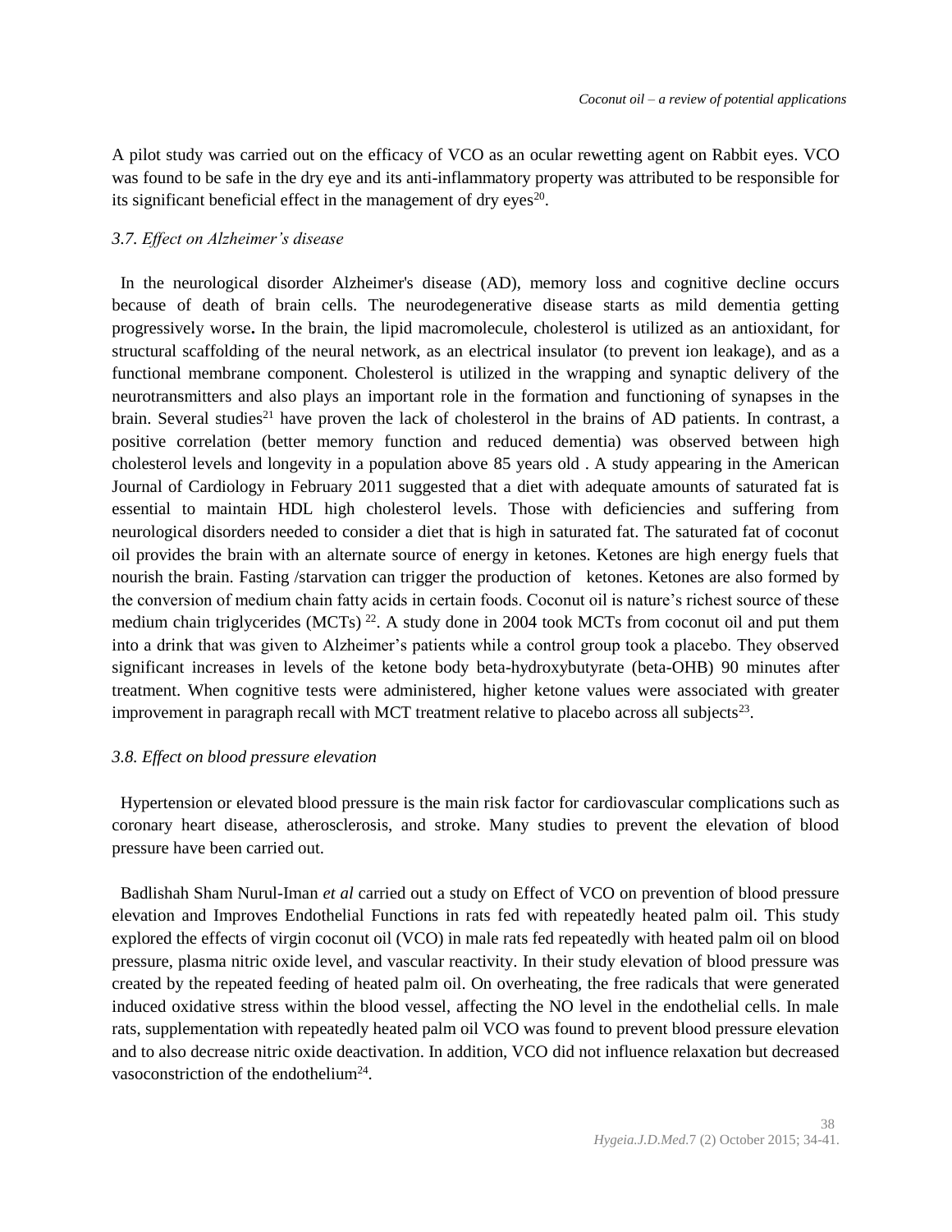A pilot study was carried out on the efficacy of VCO as an ocular rewetting agent on Rabbit eyes. VCO was found to be safe in the dry eye and its anti-inflammatory property was attributed to be responsible for its significant beneficial effect in the management of dry eyes[20].

### *3.7. Effect on Alzheimer's disease*

In the neurological disorder Alzheimer's disease (AD), memory loss and cognitive decline occurs because of death of brain cells. The neurodegenerative disease starts as mild dementia getting progressively worse**.** In the brain, the lipid macromolecule, cholesterol is utilized as an antioxidant, for structural scaffolding of the neural network, as an electrical insulator (to prevent ion leakage), and as a functional membrane component. Cholesterol is utilized in the wrapping and synaptic delivery of the neurotransmitters and also plays an important role in the formation and functioning of synapses in the brain. Several studies[21] have proven the lack of cholesterol in the brains of AD patients. In contrast, a positive correlation (better memory function and reduced dementia) was observed between high cholesterol levels and longevity in a population above 85 years old . A study appearing in the American Journal of Cardiology in February 2011 suggested that a diet with adequate amounts of saturated fat is essential to maintain HDL high cholesterol levels. Those with deficiencies and suffering from neurological disorders needed to consider a diet that is high in saturated fat. The saturated fat of coconut oil provides the brain with an alternate source of energy in ketones. Ketones are high energy fuels that nourish the brain. Fasting /starvation can trigger the production of ketones. Ketones are also formed by the conversion of medium chain fatty acids in certain foods. Coconut oil is nature's richest source of these medium chain triglycerides (MCTs) [22]. A study done in 2004 took MCTs from coconut oil and put them into a drink that was given to Alzheimer's patients while a control group took a placebo. They observed significant increases in levels of the ketone body beta-hydroxybutyrate (beta-OHB) 90 minutes after treatment. When cognitive tests were administered, higher ketone values were associated with greater improvement in paragraph recall with MCT treatment relative to placebo across all subjects[23].

### *3.8. Effect on blood pressure elevation*

Hypertension or elevated blood pressure is the main risk factor for cardiovascular complications such as coronary heart disease, atherosclerosis, and stroke. Many studies to prevent the elevation of blood pressure have been carried out.

Badlishah Sham Nurul-Iman *et al* carried out a study on Effect of VCO on prevention of blood pressure elevation and Improves Endothelial Functions in rats fed with repeatedly heated palm oil. This study explored the effects of virgin coconut oil (VCO) in male rats fed repeatedly with heated palm oil on blood pressure, plasma nitric oxide level, and vascular reactivity. In their study elevation of blood pressure was created by the repeated feeding of heated palm oil. On overheating, the free radicals that were generated induced oxidative stress within the blood vessel, affecting the NO level in the endothelial cells. In male rats, supplementation with repeatedly heated palm oil VCO was found to prevent blood pressure elevation and to also decrease nitric oxide deactivation. In addition, VCO did not influence relaxation but decreased vasoconstriction of the endothelium[24].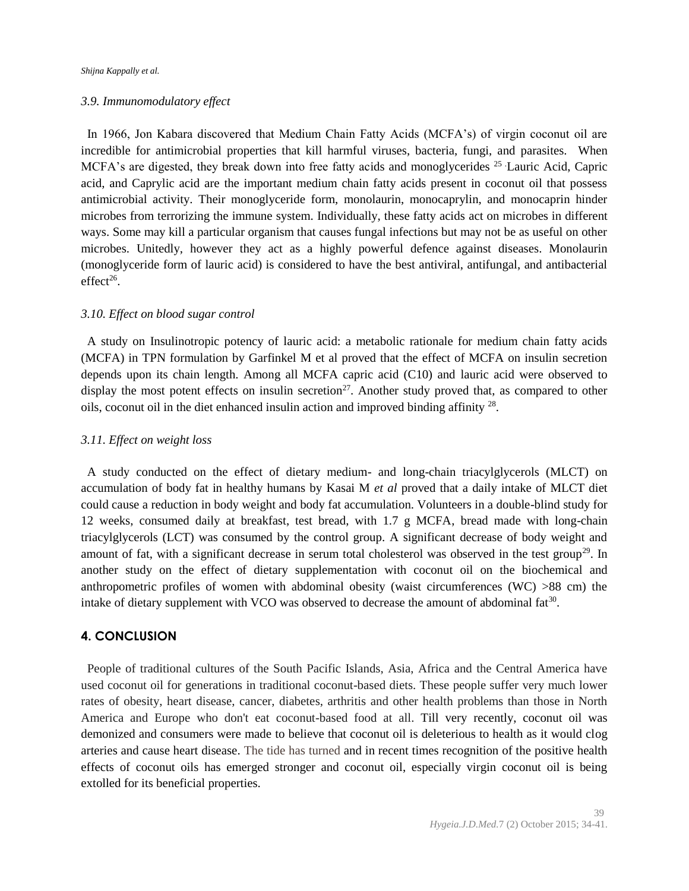### 3.9. Immunomodulatory effect

In 1966, Jon Kabara discovered that Medium Chain Fatty Acids (MCFA's) of virgin coconut oil are incredible for antimicrobial properties that kill harmful viruses, bacteria, fungi, and parasites. When MCFA's are digested, they break down into free fatty acids and monoglycerides [25]. Lauric Acid, Capric acid, and Caprylic acid are the important medium chain fatty acids present in coconut oil that possess antimicrobial activity. Their monoglyceride form, monolaurin, monocaprylin, and monocaprin hinder microbes from terrorizing the immune system. Individually, these fatty acids act on microbes in different ways. Some may kill a particular organism that causes fungal infections but may not be as useful on other microbes. Unitedly, however they act as a highly powerful defence against diseases. Monolaurin (monoglyceride form of lauric acid) is considered to have the best antiviral, antifungal, and antibacterial effect[26].

### 3.10. Effect on blood sugar control

A study on Insulinotropic potency of lauric acid: a metabolic rationale for medium chain fatty acids (MCFA) in TPN formulation by Garfinkel M et al proved that the effect of MCFA on insulin secretion depends upon its chain length. Among all MCFA capric acid (C10) and lauric acid were observed to display the most potent effects on insulin secretion[27]. Another study proved that, as compared to other oils, coconut oil in the diet enhanced insulin action and improved binding affinity [28].

### 3.11. Effect on weight loss

A study conducted on the effect of dietary medium- and long-chain triacylglycerols (MLCT) on accumulation of body fat in healthy humans by Kasai M *et al* proved that a daily intake of MLCT diet could cause a reduction in body weight and body fat accumulation. Volunteers in a double-blind study for 12 weeks, consumed daily at breakfast, test bread, with 1.7 g MCFA, bread made with long-chain triacylglycerols (LCT) was consumed by the control group. A significant decrease of body weight and amount of fat, with a significant decrease in serum total cholesterol was observed in the test group[29]. In another study on the effect of dietary supplementation with coconut oil on the biochemical and anthropometric profiles of women with abdominal obesity (waist circumferences (WC) >88 cm) the intake of dietary supplement with VCO was observed to decrease the amount of abdominal fat[30].

## 4. CONCLUSION

People of traditional cultures of the South Pacific Islands, Asia, Africa and the Central America have used coconut oil for generations in traditional coconut-based diets. These people suffer very much lower rates of obesity, heart disease, cancer, diabetes, arthritis and other health problems than those in North America and Europe who don't eat coconut-based food at all. Till very recently, coconut oil was demonized and consumers were made to believe that coconut oil is deleterious to health as it would clog arteries and cause heart disease. The tide has turned and in recent times recognition of the positive health effects of coconut oils has emerged stronger and coconut oil, especially virgin coconut oil is being extolled for its beneficial properties.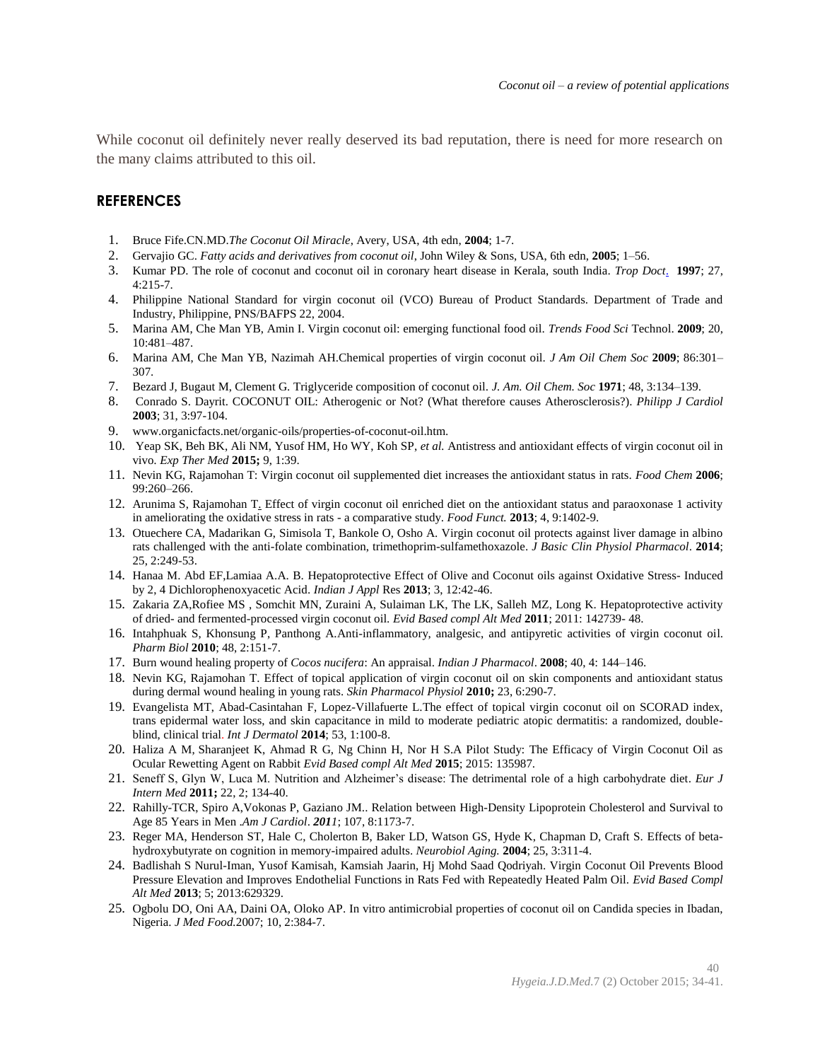While coconut oil definitely never really deserved its bad reputation, there is need for more research on the many claims attributed to this oil.

## REFERENCES

1. Bruce Fife.CN.MD.*The Coconut Oil Miracle*, Avery, USA, 4th edn, **2004**; 1-7.
2. Gervajio GC. *Fatty acids and derivatives from coconut oil*, John Wiley & Sons, USA, 6th edn, **2005**; 1–56.
3. Kumar PD. The role of coconut and coconut oil in coronary heart disease in Kerala, south India. *Trop Doct*. **1997**; 27, 4:215-7.
4. Philippine National Standard for virgin coconut oil (VCO) Bureau of Product Standards. Department of Trade and Industry, Philippine, PNS/BAFPS 22, 2004.
5. Marina AM, Che Man YB, Amin I. Virgin coconut oil: emerging functional food oil. *Trends Food Sci* Technol. **2009**; 20, 10:481–487.
6. Marina AM, Che Man YB, Nazimah AH.Chemical properties of virgin coconut oil. *J Am Oil Chem Soc* **2009**; 86:301–307.
7. Bezard J, Bugaut M, Clement G. Triglyceride composition of coconut oil. *J. Am. Oil Chem. Soc* **1971**; 48, 3:134–139.
8. Conrado S. Dayrit. COCONUT OIL: Atherogenic or Not? (What therefore causes Atherosclerosis?). *Philipp J Cardiol* **2003**; 31, 3:97-104.
9. www.organicfacts.net/organic-oils/properties-of-coconut-oil.htm.
10. Yeap SK, Beh BK, Ali NM, Yusof HM, Ho WY, Koh SP, *et al.* Antistress and antioxidant effects of virgin coconut oil in vivo. *Exp Ther Med* **2015;** 9, 1:39.
11. Nevin KG, Rajamohan T: Virgin coconut oil supplemented diet increases the antioxidant status in rats. *Food Chem* **2006**; 99:260–266.
12. Arunima S, Rajamohan T. Effect of virgin coconut oil enriched diet on the antioxidant status and paraoxonase 1 activity in ameliorating the oxidative stress in rats - a comparative study. *Food Funct.* **2013**; 4, 9:1402-9.
13. Otuechere CA, Madarikan G, Simisola T, Bankole O, Osho A. Virgin coconut oil protects against liver damage in albino rats challenged with the anti-folate combination, trimethoprim-sulfamethoxazole. *J Basic Clin Physiol Pharmacol*. **2014**; 25, 2:249-53.
14. Hanaa M. Abd EF,Lamiaa A.A. B. Hepatoprotective Effect of Olive and Coconut oils against Oxidative Stress- Induced by 2, 4 Dichlorophenoxyacetic Acid. *Indian J Appl* Res **2013**; 3, 12:42-46.
15. Zakaria ZA,Rofiee MS , Somchit MN, Zuraini A, Sulaiman LK, The LK, Salleh MZ, Long K. Hepatoprotective activity of dried- and fermented-processed virgin coconut oil. *Evid Based compl Alt Med* **2011**; 2011: 142739- 48.
16. Intahphuak S, Khonsung P, Panthong A.Anti-inflammatory, analgesic, and antipyretic activities of virgin coconut oil. *Pharm Biol* **2010**; 48, 2:151-7.
17. Burn wound healing property of *Cocos nucifera*: An appraisal. *Indian J Pharmacol*. **2008**; 40, 4: 144–146.
18. Nevin KG, Rajamohan T. Effect of topical application of virgin coconut oil on skin components and antioxidant status during dermal wound healing in young rats. *Skin Pharmacol Physiol* **2010;** 23, 6:290-7.
19. Evangelista MT, Abad-Casintahan F, Lopez-Villafuerte L.The effect of topical virgin coconut oil on SCORAD index, trans epidermal water loss, and skin capacitance in mild to moderate pediatric atopic dermatitis: a randomized, double-blind, clinical trial. *Int J Dermatol* **2014**; 53, 1:100-8.
20. Haliza A M, Sharanjeet K, Ahmad R G, Ng Chinn H, Nor H S.A Pilot Study: The Efficacy of Virgin Coconut Oil as Ocular Rewetting Agent on Rabbit *Evid Based compl Alt Med* **2015**; 2015: 135987.
21. Seneff S, Glyn W, Luca M. Nutrition and Alzheimer's disease: The detrimental role of a high carbohydrate diet. *Eur J Intern Med* **2011;** 22, 2; 134-40.
22. Rahilly-TCR, Spiro A,Vokonas P, Gaziano JM.. Relation between High-Density Lipoprotein Cholesterol and Survival to Age 85 Years in Men .*Am J Cardiol*. ***2011***; 107, 8:1173-7.
23. Reger MA, Henderson ST, Hale C, Cholerton B, Baker LD, Watson GS, Hyde K, Chapman D, Craft S. Effects of beta-hydroxybutyrate on cognition in memory-impaired adults. *Neurobiol Aging.* **2004**; 25, 3:311-4.
24. Badlishah S Nurul-Iman, Yusof Kamisah, Kamsiah Jaarin, Hj Mohd Saad Qodriyah. Virgin Coconut Oil Prevents Blood Pressure Elevation and Improves Endothelial Functions in Rats Fed with Repeatedly Heated Palm Oil. *Evid Based Compl Alt Med* **2013**; 5; 2013:629329.
25. Ogbolu DO, Oni AA, Daini OA, Oloko AP. In vitro antimicrobial properties of coconut oil on Candida species in Ibadan, Nigeria. *J Med Food*.2007; 10, 2:384-7.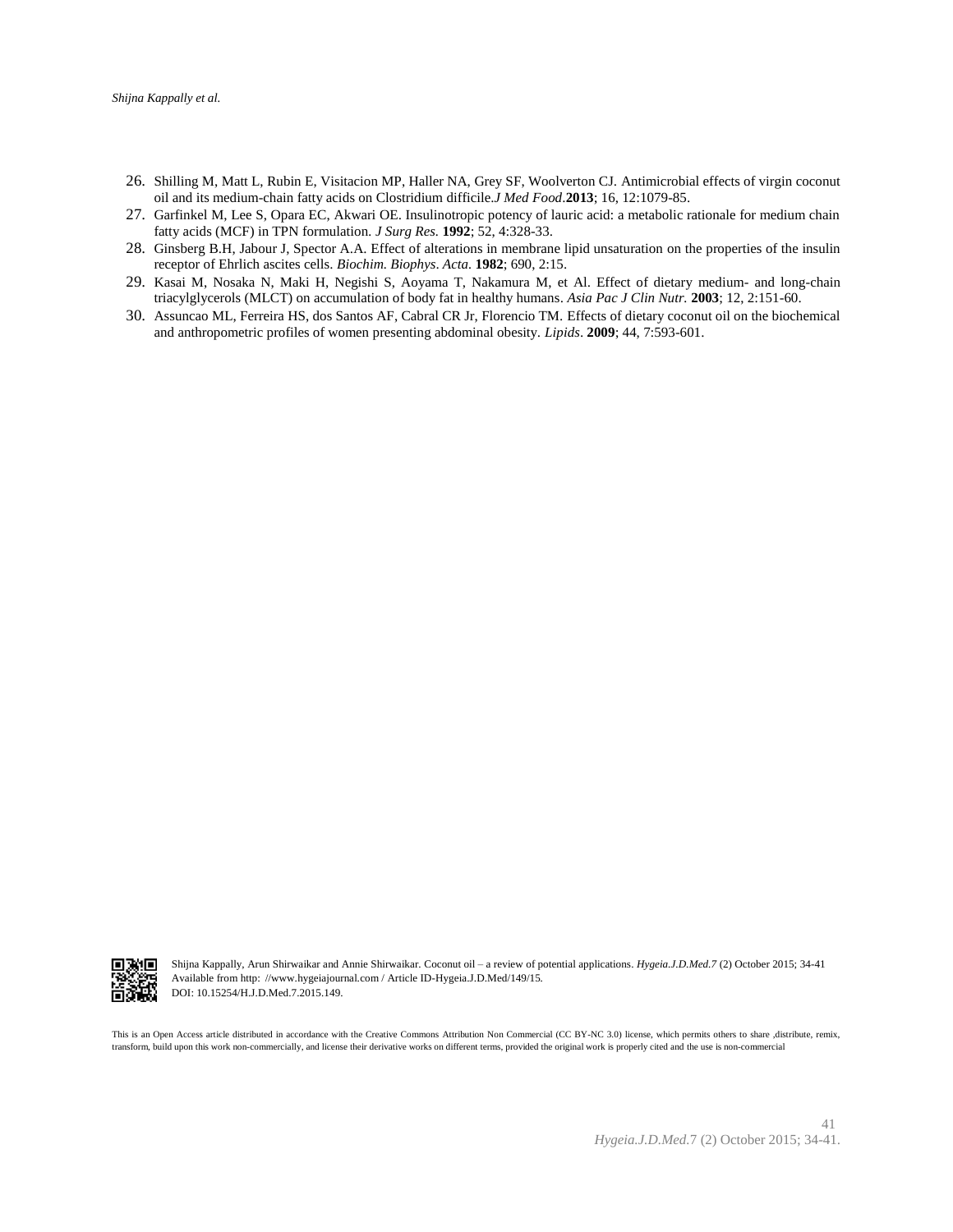26. Shilling M, Matt L, Rubin E, Visitacion MP, Haller NA, Grey SF, Woolverton CJ. Antimicrobial effects of virgin coconut oil and its medium-chain fatty acids on Clostridium difficile.*J Med Food*.**2013**; 16, 12:1079-85.
27. Garfinkel M, Lee S, Opara EC, Akwari OE. Insulinotropic potency of lauric acid: a metabolic rationale for medium chain fatty acids (MCF) in TPN formulation. *J Surg Res.* **1992**; 52, 4:328-33.
28. Ginsberg B.H, Jabour J, Spector A.A. Effect of alterations in membrane lipid unsaturation on the properties of the insulin receptor of Ehrlich ascites cells. *Biochim. Biophys. Acta.* **1982**; 690, 2:15.
29. Kasai M, Nosaka N, Maki H, Negishi S, Aoyama T, Nakamura M, et Al. Effect of dietary medium- and long-chain triacylglycerols (MLCT) on accumulation of body fat in healthy humans. *Asia Pac J Clin Nutr.* **2003**; 12, 2:151-60.
30. Assuncao ML, Ferreira HS, dos Santos AF, Cabral CR Jr, Florencio TM. Effects of dietary coconut oil on the biochemical and anthropometric profiles of women presenting abdominal obesity. *Lipids*. **2009**; 44, 7:593-601.

Shijna Kappally, Arun Shirwaikar and Annie Shirwaikar. Coconut oil – a review of potential applications. *Hygeia.J.D.Med.7* (2) October 2015; 34-41
Available from http: //www.hygeiajournal.com / Article ID-Hygeia.J.D.Med/149/15.
DOI: 10.15254/H.J.D.Med.7.2015.149.

This is an Open Access article distributed in accordance with the Creative Commons Attribution Non Commercial (CC BY-NC 3.0) license, which permits others to share ,distribute, remix, transform, build upon this work non-commercially, and license their derivative works on different terms, provided the original work is properly cited and the use is non-commercial